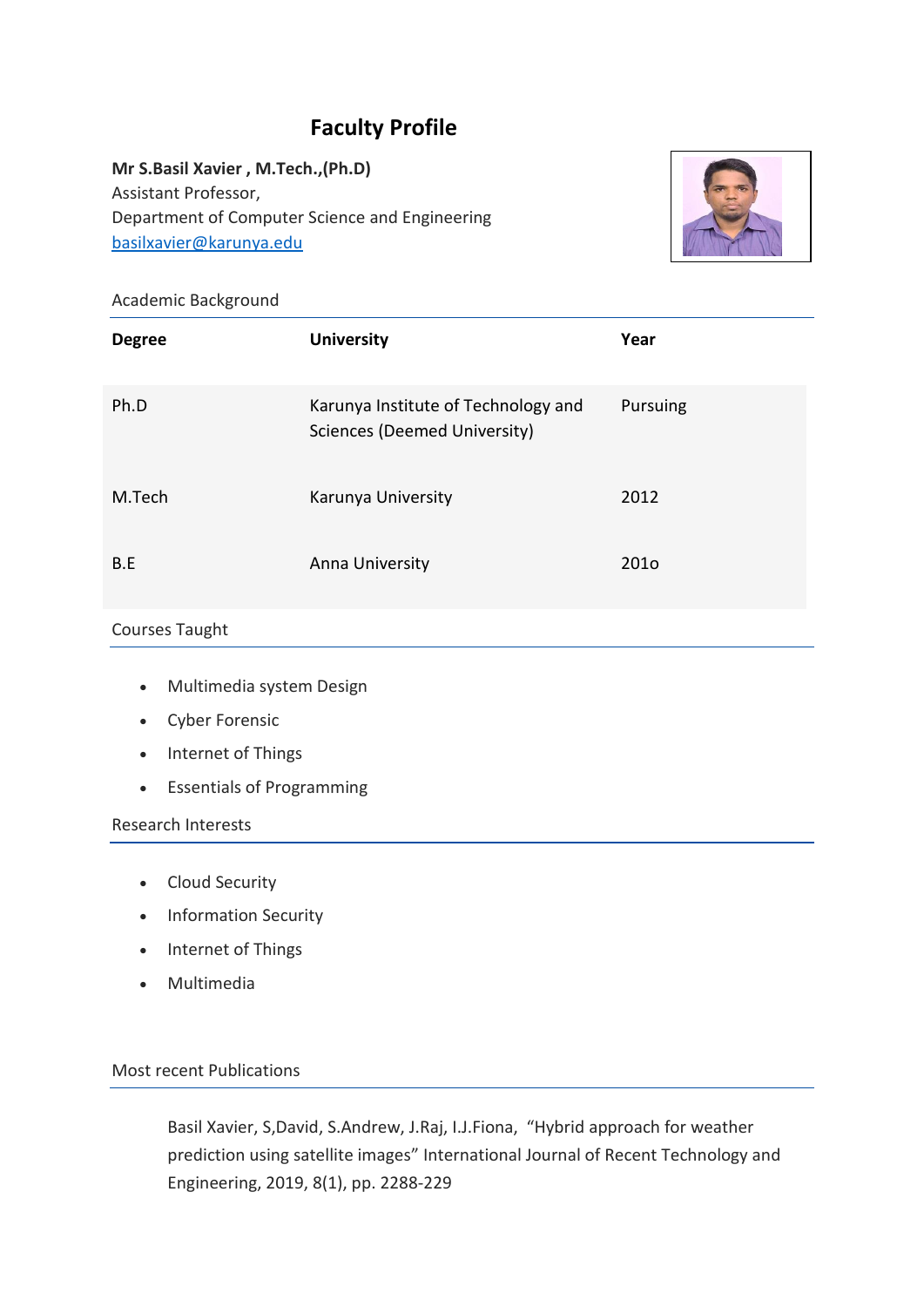# Faculty Profile

**Mr S.Basil Xavier , M.Tech.,(Ph.D)**
Assistant Professor,
Department of Computer Science and Engineering
basilxavier@karunya.edu

## Academic Background

| Degree | University | Year |
|---|---|---|
| Ph.D | Karunya Institute of Technology and Sciences (Deemed University) | Pursuing |
| M.Tech | Karunya University | 2012 |
| B.E | Anna University | 201o |

## Courses Taught

- Multimedia system Design
- Cyber Forensic
- Internet of Things
- Essentials of Programming

## Research Interests

- Cloud Security
- Information Security
- Internet of Things
- Multimedia

## Most recent Publications

Basil Xavier, S,David, S.Andrew, J.Raj, I.J.Fiona, "Hybrid approach for weather prediction using satellite images" International Journal of Recent Technology and Engineering, 2019, 8(1), pp. 2288-229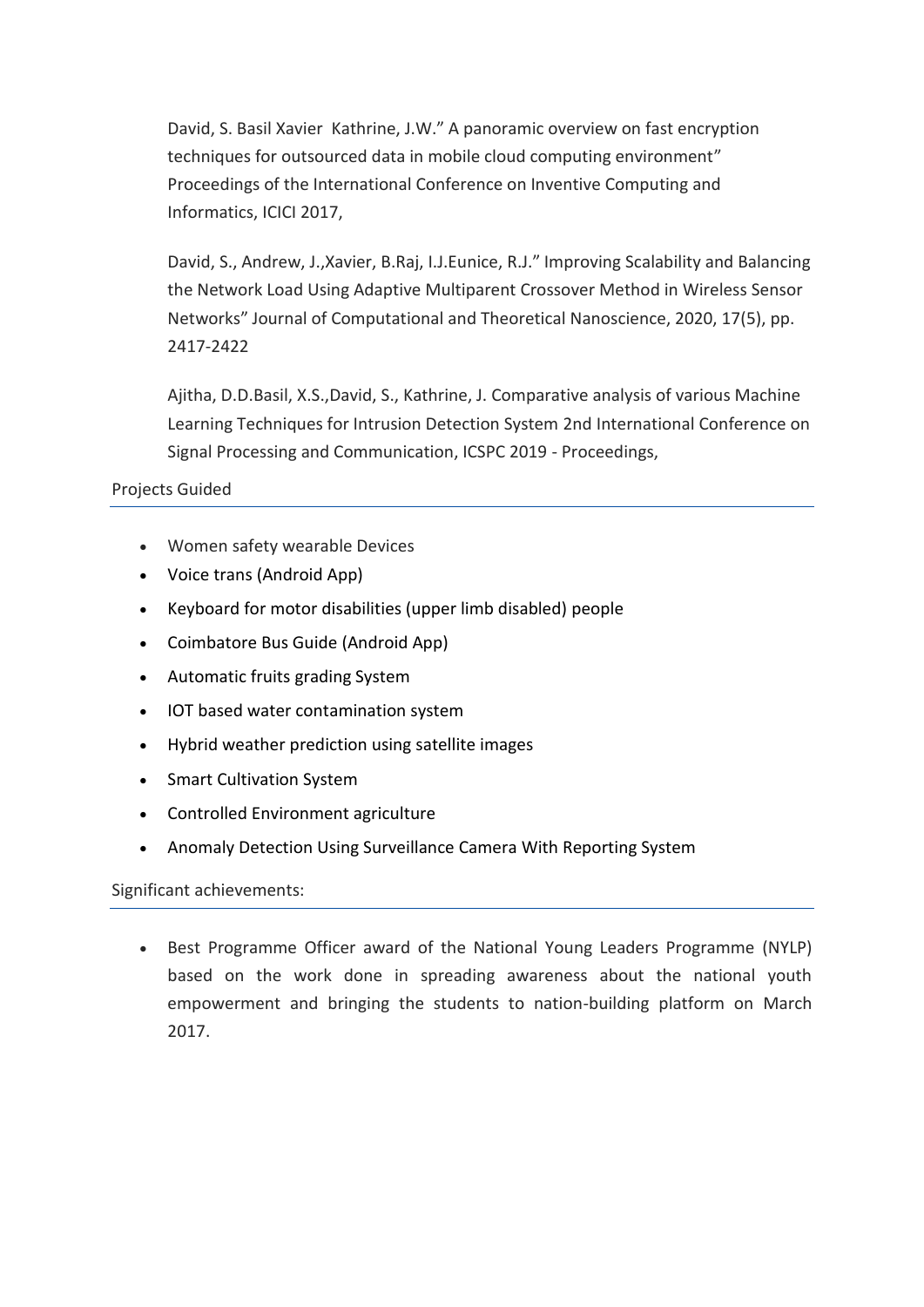David, S. Basil Xavier Kathrine, J.W." A panoramic overview on fast encryption techniques for outsourced data in mobile cloud computing environment" Proceedings of the International Conference on Inventive Computing and Informatics, ICICI 2017,

David, S., Andrew, J.,Xavier, B.Raj, I.J.Eunice, R.J." Improving Scalability and Balancing the Network Load Using Adaptive Multiparent Crossover Method in Wireless Sensor Networks" Journal of Computational and Theoretical Nanoscience, 2020, 17(5), pp. 2417-2422

Ajitha, D.D.Basil, X.S.,David, S., Kathrine, J. Comparative analysis of various Machine Learning Techniques for Intrusion Detection System 2nd International Conference on Signal Processing and Communication, ICSPC 2019 - Proceedings,

## Projects Guided

- Women safety wearable Devices
- Voice trans (Android App)
- Keyboard for motor disabilities (upper limb disabled) people
- Coimbatore Bus Guide (Android App)
- Automatic fruits grading System
- IOT based water contamination system
- Hybrid weather prediction using satellite images
- Smart Cultivation System
- Controlled Environment agriculture
- Anomaly Detection Using Surveillance Camera With Reporting System

## Significant achievements:

- Best Programme Officer award of the National Young Leaders Programme (NYLP) based on the work done in spreading awareness about the national youth empowerment and bringing the students to nation-building platform on March 2017.